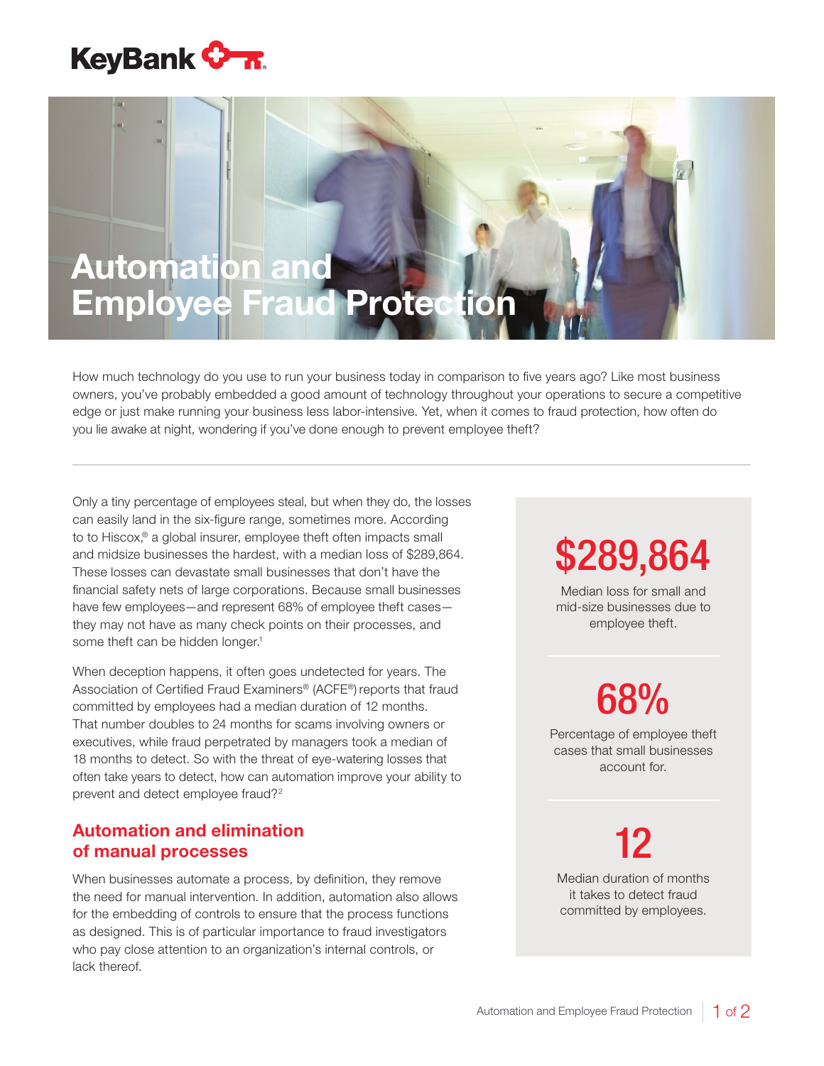KeyBank

# Automation and Employee Fraud Protection

How much technology do you use to run your business today in comparison to five years ago? Like most business owners, you've probably embedded a good amount of technology throughout your operations to secure a competitive edge or just make running your business less labor-intensive. Yet, when it comes to fraud protection, how often do you lie awake at night, wondering if you've done enough to prevent employee theft?

---

Only a tiny percentage of employees steal, but when they do, the losses can easily land in the six-figure range, sometimes more. According to to Hiscox,® a global insurer, employee theft often impacts small and midsize businesses the hardest, with a median loss of $289,864. These losses can devastate small businesses that don't have the financial safety nets of large corporations. Because small businesses have few employees—and represent 68% of employee theft cases—they may not have as many check points on their processes, and some theft can be hidden longer.[1]

When deception happens, it often goes undetected for years. The Association of Certified Fraud Examiners® (ACFE®) reports that fraud committed by employees had a median duration of 12 months. That number doubles to 24 months for scams involving owners or executives, while fraud perpetrated by managers took a median of 18 months to detect. So with the threat of eye-watering losses that often take years to detect, how can automation improve your ability to prevent and detect employee fraud?[2]

## Automation and elimination of manual processes

When businesses automate a process, by definition, they remove the need for manual intervention. In addition, automation also allows for the embedding of controls to ensure that the process functions as designed. This is of particular importance to fraud investigators who pay close attention to an organization's internal controls, or lack thereof.

**$289,864**

Median loss for small and mid-size businesses due to employee theft.

**68%**

Percentage of employee theft cases that small businesses account for.

**12**

Median duration of months it takes to detect fraud committed by employees.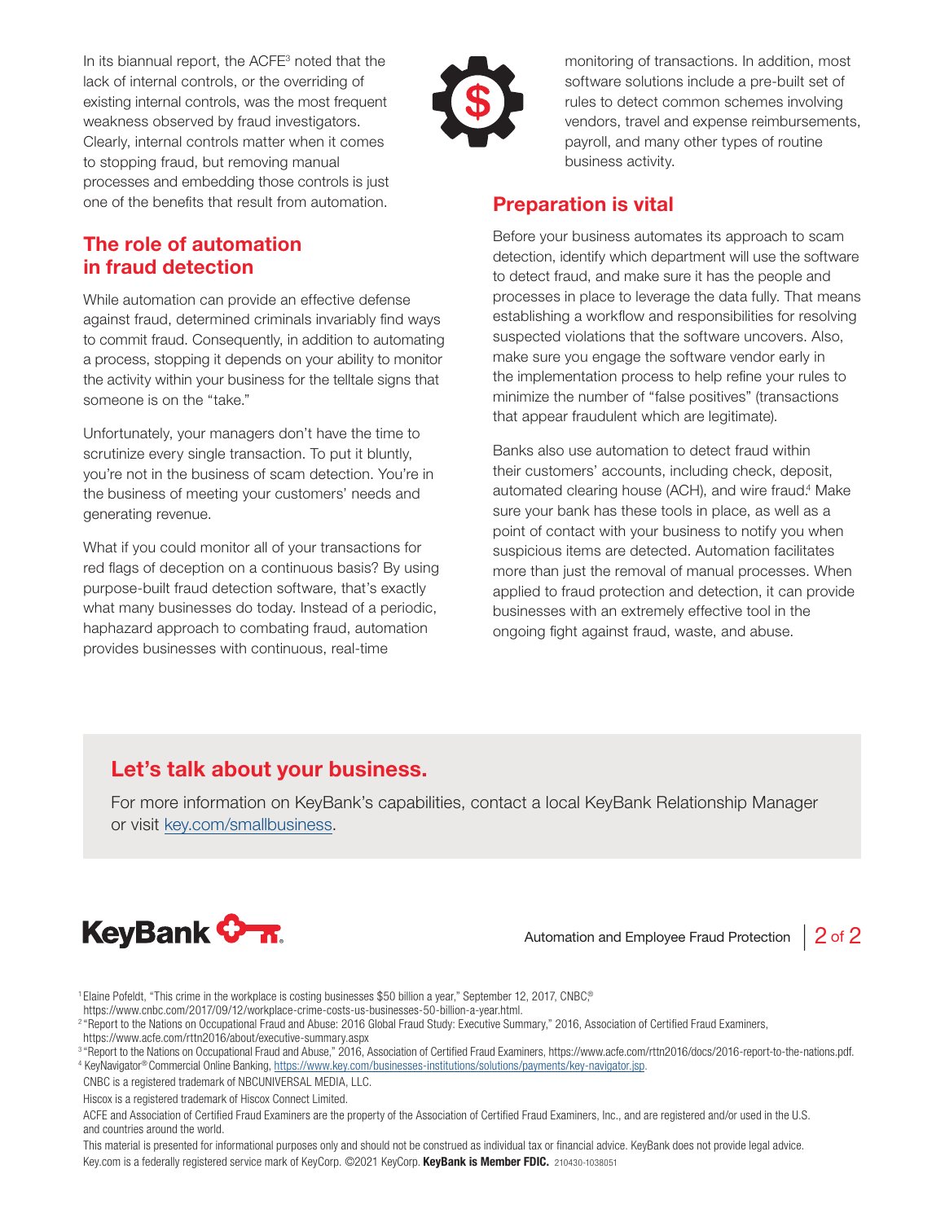In its biannual report, the ACFE[3] noted that the lack of internal controls, or the overriding of existing internal controls, was the most frequent weakness observed by fraud investigators. Clearly, internal controls matter when it comes to stopping fraud, but removing manual processes and embedding those controls is just one of the benefits that result from automation.

## The role of automation in fraud detection

While automation can provide an effective defense against fraud, determined criminals invariably find ways to commit fraud. Consequently, in addition to automating a process, stopping it depends on your ability to monitor the activity within your business for the telltale signs that someone is on the "take."

Unfortunately, your managers don't have the time to scrutinize every single transaction. To put it bluntly, you're not in the business of scam detection. You're in the business of meeting your customers' needs and generating revenue.

What if you could monitor all of your transactions for red flags of deception on a continuous basis? By using purpose-built fraud detection software, that's exactly what many businesses do today. Instead of a periodic, haphazard approach to combating fraud, automation provides businesses with continuous, real-time monitoring of transactions. In addition, most software solutions include a pre-built set of rules to detect common schemes involving vendors, travel and expense reimbursements, payroll, and many other types of routine business activity.

## Preparation is vital

Before your business automates its approach to scam detection, identify which department will use the software to detect fraud, and make sure it has the people and processes in place to leverage the data fully. That means establishing a workflow and responsibilities for resolving suspected violations that the software uncovers. Also, make sure you engage the software vendor early in the implementation process to help refine your rules to minimize the number of "false positives" (transactions that appear fraudulent which are legitimate).

Banks also use automation to detect fraud within their customers' accounts, including check, deposit, automated clearing house (ACH), and wire fraud.[4] Make sure your bank has these tools in place, as well as a point of contact with your business to notify you when suspicious items are detected. Automation facilitates more than just the removal of manual processes. When applied to fraud protection and detection, it can provide businesses with an extremely effective tool in the ongoing fight against fraud, waste, and abuse.

## Let's talk about your business.

For more information on KeyBank's capabilities, contact a local KeyBank Relationship Manager or visit key.com/smallbusiness.

KeyBank

[1] Elaine Pofeldt, "This crime in the workplace is costing businesses $50 billion a year," September 12, 2017, CNBC®, https://www.cnbc.com/2017/09/12/workplace-crime-costs-us-businesses-50-billion-a-year.html.

[2] "Report to the Nations on Occupational Fraud and Abuse: 2016 Global Fraud Study: Executive Summary," 2016, Association of Certified Fraud Examiners, https://www.acfe.com/rttn2016/about/executive-summary.aspx

[3] "Report to the Nations on Occupational Fraud and Abuse," 2016, Association of Certified Fraud Examiners, https://www.acfe.com/rttn2016/docs/2016-report-to-the-nations.pdf.

[4] KeyNavigator® Commercial Online Banking, https://www.key.com/businesses-institutions/solutions/payments/key-navigator.jsp.

CNBC is a registered trademark of NBCUNIVERSAL MEDIA, LLC.

Hiscox is a registered trademark of Hiscox Connect Limited.

ACFE and Association of Certified Fraud Examiners are the property of the Association of Certified Fraud Examiners, Inc., and are registered and/or used in the U.S. and countries around the world.

This material is presented for informational purposes only and should not be construed as individual tax or financial advice. KeyBank does not provide legal advice.

Key.com is a federally registered service mark of KeyCorp. ©2021 KeyCorp. **KeyBank is Member FDIC.** 210430-1038051